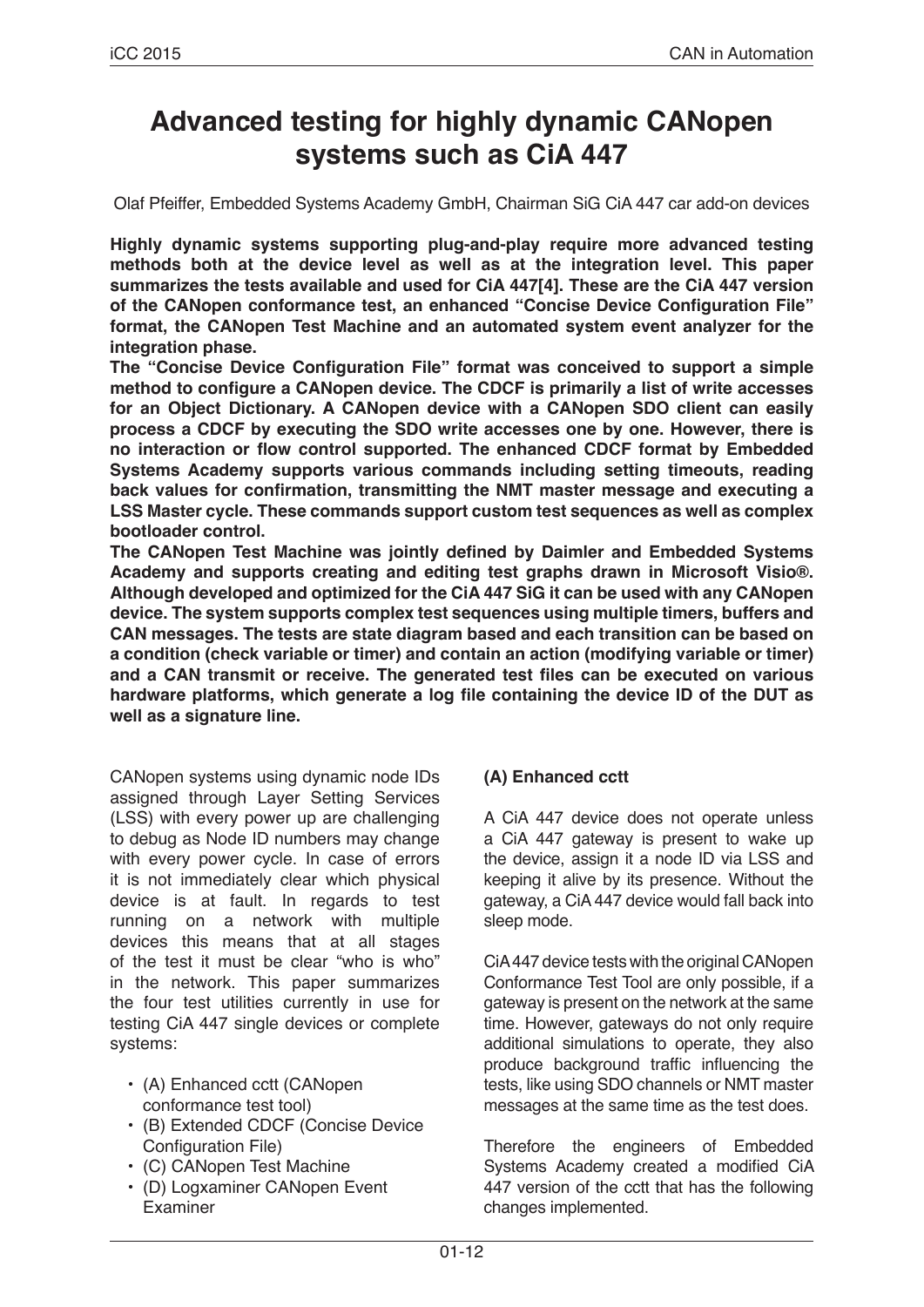# Advanced testing for highly dynamic CANopen systems such as CiA 447

Olaf Pfeiffer, Embedded Systems Academy GmbH, Chairman SiG CiA 447 car add-on devices

**Highly dynamic systems supporting plug-and-play require more advanced testing methods both at the device level as well as at the integration level. This paper summarizes the tests available and used for CiA 447[4]. These are the CiA 447 version of the CANopen conformance test, an enhanced "Concise Device Configuration File" format, the CANopen Test Machine and an automated system event analyzer for the integration phase.**

**The "Concise Device Configuration File" format was conceived to support a simple method to configure a CANopen device. The CDCF is primarily a list of write accesses for an Object Dictionary. A CANopen device with a CANopen SDO client can easily process a CDCF by executing the SDO write accesses one by one. However, there is no interaction or flow control supported. The enhanced CDCF format by Embedded Systems Academy supports various commands including setting timeouts, reading back values for confirmation, transmitting the NMT master message and executing a LSS Master cycle. These commands support custom test sequences as well as complex bootloader control.**

**The CANopen Test Machine was jointly defined by Daimler and Embedded Systems Academy and supports creating and editing test graphs drawn in Microsoft Visio®. Although developed and optimized for the CiA 447 SiG it can be used with any CANopen device. The system supports complex test sequences using multiple timers, buffers and CAN messages. The tests are state diagram based and each transition can be based on a condition (check variable or timer) and contain an action (modifying variable or timer) and a CAN transmit or receive. The generated test files can be executed on various hardware platforms, which generate a log file containing the device ID of the DUT as well as a signature line.**

CANopen systems using dynamic node IDs assigned through Layer Setting Services (LSS) with every power up are challenging to debug as Node ID numbers may change with every power cycle. In case of errors it is not immediately clear which physical device is at fault. In regards to test running on a network with multiple devices this means that at all stages of the test it must be clear "who is who" in the network. This paper summarizes the four test utilities currently in use for testing CiA 447 single devices or complete systems:

- (A) Enhanced cctt (CANopen conformance test tool)
- (B) Extended CDCF (Concise Device Configuration File)
- (C) CANopen Test Machine
- (D) Logxaminer CANopen Event Examiner

### (A) Enhanced cctt

A CiA 447 device does not operate unless a CiA 447 gateway is present to wake up the device, assign it a node ID via LSS and keeping it alive by its presence. Without the gateway, a CiA 447 device would fall back into sleep mode.

CiA 447 device tests with the original CANopen Conformance Test Tool are only possible, if a gateway is present on the network at the same time. However, gateways do not only require additional simulations to operate, they also produce background traffic influencing the tests, like using SDO channels or NMT master messages at the same time as the test does.

Therefore the engineers of Embedded Systems Academy created a modified CiA 447 version of the cctt that has the following changes implemented.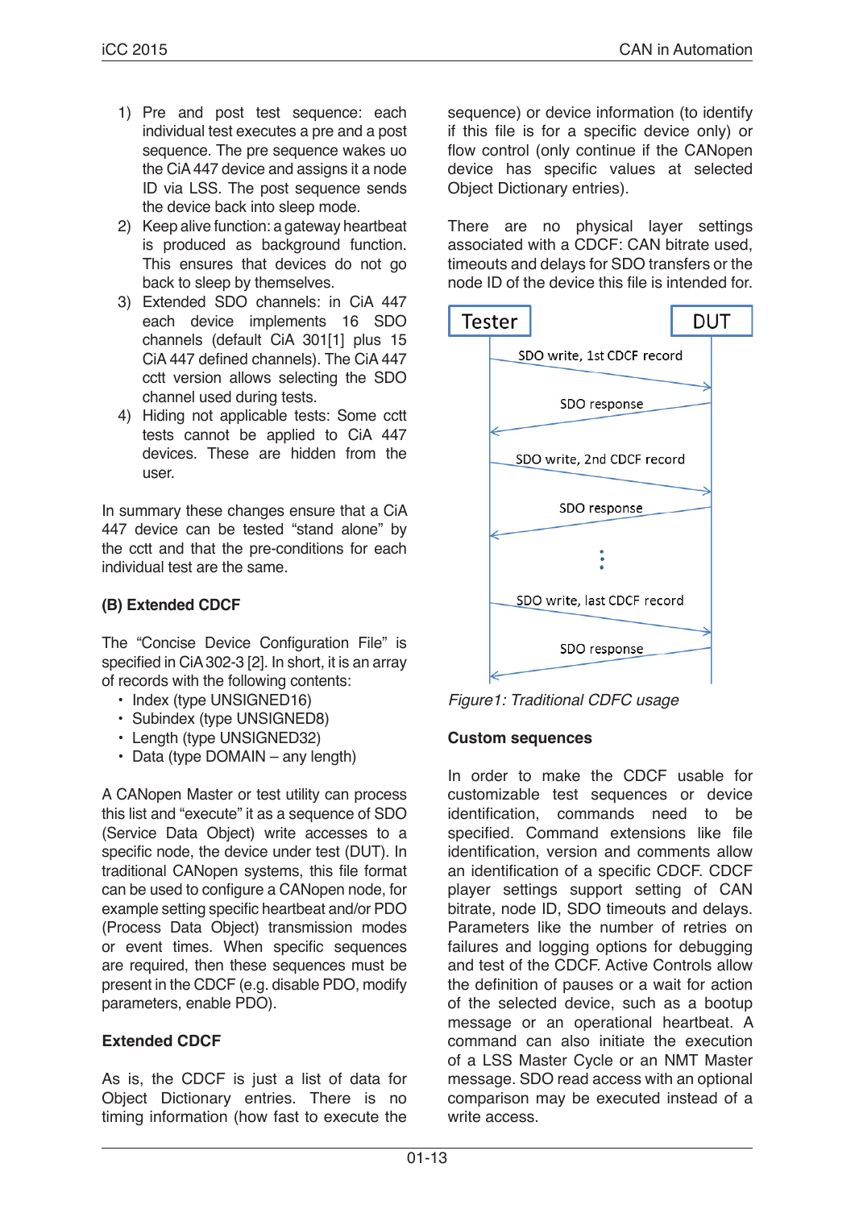1) Pre and post test sequence: each individual test executes a pre and a post sequence. The pre sequence wakes uo the CiA 447 device and assigns it a node ID via LSS. The post sequence sends the device back into sleep mode.
2) Keep alive function: a gateway heartbeat is produced as background function. This ensures that devices do not go back to sleep by themselves.
3) Extended SDO channels: in CiA 447 each device implements 16 SDO channels (default CiA 301[1] plus 15 CiA 447 defined channels). The CiA 447 cctt version allows selecting the SDO channel used during tests.
4) Hiding not applicable tests: Some cctt tests cannot be applied to CiA 447 devices. These are hidden from the user.

In summary these changes ensure that a CiA 447 device can be tested "stand alone" by the cctt and that the pre-conditions for each individual test are the same.

### (B) Extended CDCF

The "Concise Device Configuration File" is specified in CiA 302-3 [2]. In short, it is an array of records with the following contents:

- Index (type UNSIGNED16)
- Subindex (type UNSIGNED8)
- Length (type UNSIGNED32)
- Data (type DOMAIN – any length)

A CANopen Master or test utility can process this list and "execute" it as a sequence of SDO (Service Data Object) write accesses to a specific node, the device under test (DUT). In traditional CANopen systems, this file format can be used to configure a CANopen node, for example setting specific heartbeat and/or PDO (Process Data Object) transmission modes or event times. When specific sequences are required, then these sequences must be present in the CDCF (e.g. disable PDO, modify parameters, enable PDO).

### Extended CDCF

As is, the CDCF is just a list of data for Object Dictionary entries. There is no timing information (how fast to execute the sequence) or device information (to identify if this file is for a specific device only) or flow control (only continue if the CANopen device has specific values at selected Object Dictionary entries).

There are no physical layer settings associated with a CDCF: CAN bitrate used, timeouts and delays for SDO transfers or the node ID of the device this file is intended for.

*Figure1: Traditional CDFC usage*

### Custom sequences

In order to make the CDCF usable for customizable test sequences or device identification, commands need to be specified. Command extensions like file identification, version and comments allow an identification of a specific CDCF. CDCF player settings support setting of CAN bitrate, node ID, SDO timeouts and delays. Parameters like the number of retries on failures and logging options for debugging and test of the CDCF. Active Controls allow the definition of pauses or a wait for action of the selected device, such as a bootup message or an operational heartbeat. A command can also initiate the execution of a LSS Master Cycle or an NMT Master message. SDO read access with an optional comparison may be executed instead of a write access.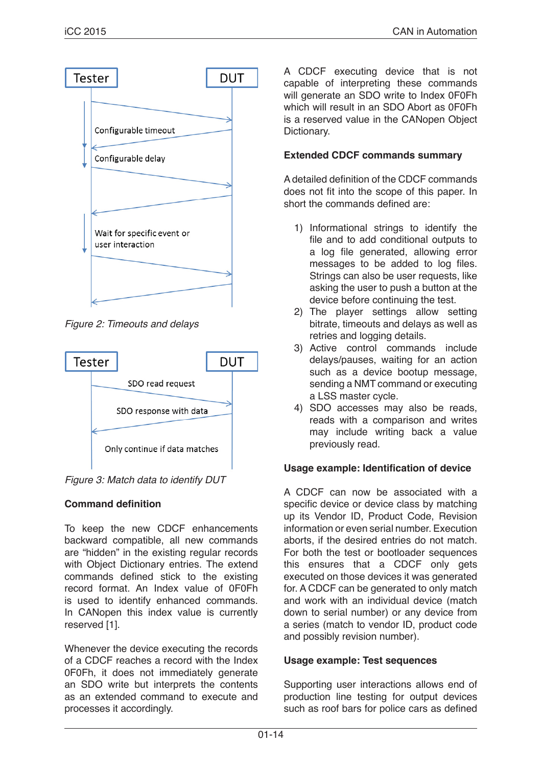Tester DUT

Configurable timeout

Configurable delay

Wait for specific event or user interaction

*Figure 2: Timeouts and delays*

Tester DUT

SDO read request

SDO response with data

Only continue if data matches

*Figure 3: Match data to identify DUT*

**Command definition**

To keep the new CDCF enhancements backward compatible, all new commands are "hidden" in the existing regular records with Object Dictionary entries. The extend commands defined stick to the existing record format. An Index value of 0F0Fh is used to identify enhanced commands. In CANopen this index value is currently reserved [1].

Whenever the device executing the records of a CDCF reaches a record with the Index 0F0Fh, it does not immediately generate an SDO write but interprets the contents as an extended command to execute and processes it accordingly.

A CDCF executing device that is not capable of interpreting these commands will generate an SDO write to Index 0F0Fh which will result in an SDO Abort as 0F0Fh is a reserved value in the CANopen Object Dictionary.

**Extended CDCF commands summary**

A detailed definition of the CDCF commands does not fit into the scope of this paper. In short the commands defined are:

1) Informational strings to identify the file and to add conditional outputs to a log file generated, allowing error messages to be added to log files. Strings can also be user requests, like asking the user to push a button at the device before continuing the test.
2) The player settings allow setting bitrate, timeouts and delays as well as retries and logging details.
3) Active control commands include delays/pauses, waiting for an action such as a device bootup message, sending a NMT command or executing a LSS master cycle.
4) SDO accesses may also be reads, reads with a comparison and writes may include writing back a value previously read.

**Usage example: Identification of device**

A CDCF can now be associated with a specific device or device class by matching up its Vendor ID, Product Code, Revision information or even serial number. Execution aborts, if the desired entries do not match. For both the test or bootloader sequences this ensures that a CDCF only gets executed on those devices it was generated for. A CDCF can be generated to only match and work with an individual device (match down to serial number) or any device from a series (match to vendor ID, product code and possibly revision number).

**Usage example: Test sequences**

Supporting user interactions allows end of production line testing for output devices such as roof bars for police cars as defined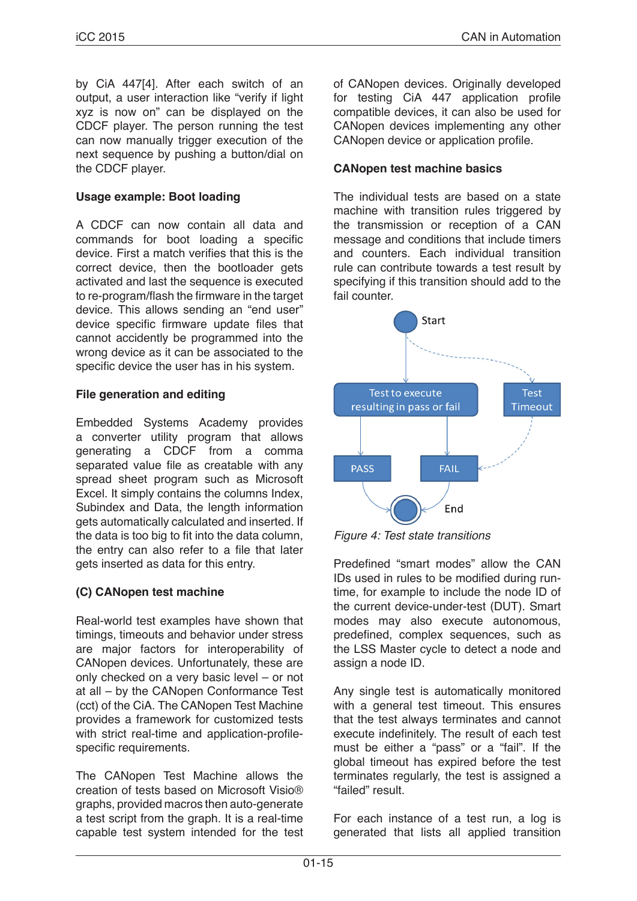by CiA 447[4]. After each switch of an output, a user interaction like “verify if light xyz is now on” can be displayed on the CDCF player. The person running the test can now manually trigger execution of the next sequence by pushing a button/dial on the CDCF player.

### Usage example: Boot loading

A CDCF can now contain all data and commands for boot loading a specific device. First a match verifies that this is the correct device, then the bootloader gets activated and last the sequence is executed to re-program/flash the firmware in the target device. This allows sending an “end user” device specific firmware update files that cannot accidently be programmed into the wrong device as it can be associated to the specific device the user has in his system.

### File generation and editing

Embedded Systems Academy provides a converter utility program that allows generating a CDCF from a comma separated value file as creatable with any spread sheet program such as Microsoft Excel. It simply contains the columns Index, Subindex and Data, the length information gets automatically calculated and inserted. If the data is too big to fit into the data column, the entry can also refer to a file that later gets inserted as data for this entry.

### (C) CANopen test machine

Real-world test examples have shown that timings, timeouts and behavior under stress are major factors for interoperability of CANopen devices. Unfortunately, these are only checked on a very basic level – or not at all – by the CANopen Conformance Test (cct) of the CiA. The CANopen Test Machine provides a framework for customized tests with strict real-time and application-profile-specific requirements.

The CANopen Test Machine allows the creation of tests based on Microsoft Visio® graphs, provided macros then auto-generate a test script from the graph. It is a real-time capable test system intended for the test of CANopen devices. Originally developed for testing CiA 447 application profile compatible devices, it can also be used for CANopen devices implementing any other CANopen device or application profile.

### CANopen test machine basics

The individual tests are based on a state machine with transition rules triggered by the transmission or reception of a CAN message and conditions that include timers and counters. Each individual transition rule can contribute towards a test result by specifying if this transition should add to the fail counter.

Start

Test to execute resulting in pass or fail | Test Timeout

PASS | FAIL

End

*Figure 4: Test state transitions*

Predefined “smart modes” allow the CAN IDs used in rules to be modified during run-time, for example to include the node ID of the current device-under-test (DUT). Smart modes may also execute autonomous, predefined, complex sequences, such as the LSS Master cycle to detect a node and assign a node ID.

Any single test is automatically monitored with a general test timeout. This ensures that the test always terminates and cannot execute indefinitely. The result of each test must be either a “pass” or a “fail”. If the global timeout has expired before the test terminates regularly, the test is assigned a “failed” result.

For each instance of a test run, a log is generated that lists all applied transition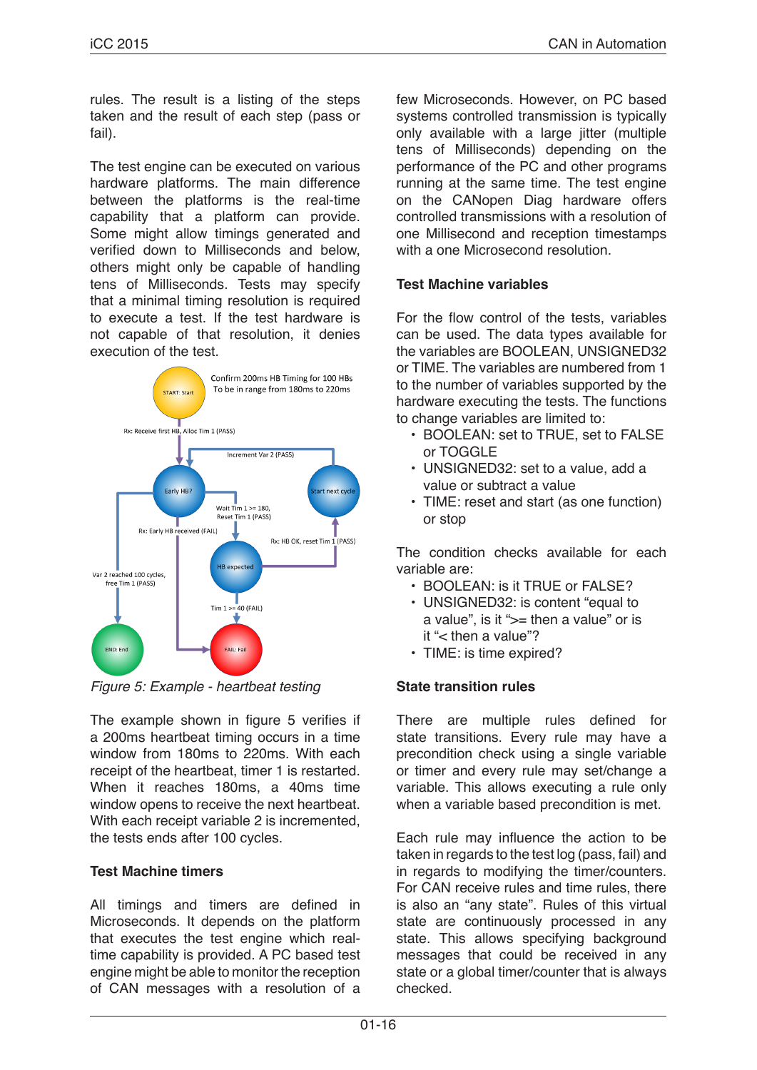rules. The result is a listing of the steps taken and the result of each step (pass or fail).

The test engine can be executed on various hardware platforms. The main difference between the platforms is the real-time capability that a platform can provide. Some might allow timings generated and verified down to Milliseconds and below, others might only be capable of handling tens of Milliseconds. Tests may specify that a minimal timing resolution is required to execute a test. If the test hardware is not capable of that resolution, it denies execution of the test.

*Figure 5: Example - heartbeat testing*

The example shown in figure 5 verifies if a 200ms heartbeat timing occurs in a time window from 180ms to 220ms. With each receipt of the heartbeat, timer 1 is restarted. When it reaches 180ms, a 40ms time window opens to receive the next heartbeat. With each receipt variable 2 is incremented, the tests ends after 100 cycles.

### Test Machine timers

All timings and timers are defined in Microseconds. It depends on the platform that executes the test engine which real-time capability is provided. A PC based test engine might be able to monitor the reception of CAN messages with a resolution of a few Microseconds. However, on PC based systems controlled transmission is typically only available with a large jitter (multiple tens of Milliseconds) depending on the performance of the PC and other programs running at the same time. The test engine on the CANopen Diag hardware offers controlled transmissions with a resolution of one Millisecond and reception timestamps with a one Microsecond resolution.

### Test Machine variables

For the flow control of the tests, variables can be used. The data types available for the variables are BOOLEAN, UNSIGNED32 or TIME. The variables are numbered from 1 to the number of variables supported by the hardware executing the tests. The functions to change variables are limited to:

- BOOLEAN: set to TRUE, set to FALSE or TOGGLE
- UNSIGNED32: set to a value, add a value or subtract a value
- TIME: reset and start (as one function) or stop

The condition checks available for each variable are:

- BOOLEAN: is it TRUE or FALSE?
- UNSIGNED32: is content "equal to a value", is it ">= then a value" or is it "< then a value"?
- TIME: is time expired?

### State transition rules

There are multiple rules defined for state transitions. Every rule may have a precondition check using a single variable or timer and every rule may set/change a variable. This allows executing a rule only when a variable based precondition is met.

Each rule may influence the action to be taken in regards to the test log (pass, fail) and in regards to modifying the timer/counters. For CAN receive rules and time rules, there is also an "any state". Rules of this virtual state are continuously processed in any state. This allows specifying background messages that could be received in any state or a global timer/counter that is always checked.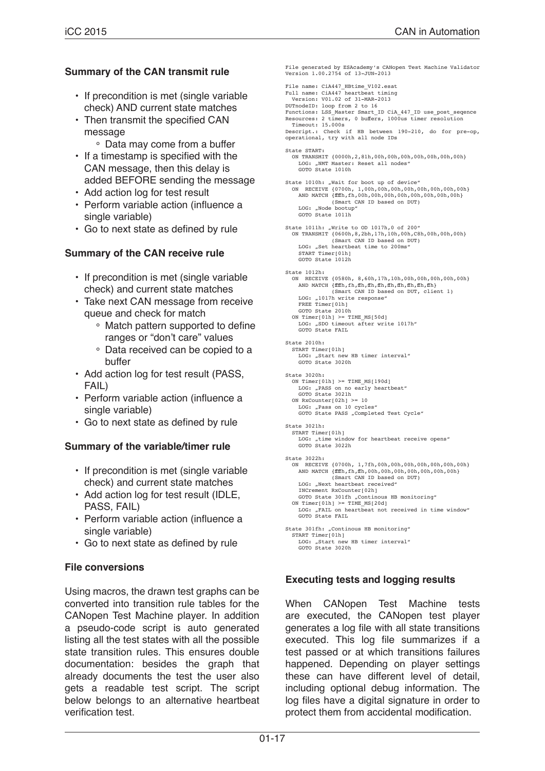### Summary of the CAN transmit rule

- If precondition is met (single variable check) AND current state matches
- Then transmit the specified CAN message
  - Data may come from a buffer
- If a timestamp is specified with the CAN message, then this delay is added BEFORE sending the message
- Add action log for test result
- Perform variable action (influence a single variable)
- Go to next state as defined by rule

### Summary of the CAN receive rule

- If precondition is met (single variable check) and current state matches
- Take next CAN message from receive queue and check for match
  - Match pattern supported to define ranges or "don't care" values
  - Data received can be copied to a buffer
- Add action log for test result (PASS, FAIL)
- Perform variable action (influence a single variable)
- Go to next state as defined by rule

### Summary of the variable/timer rule

- If precondition is met (single variable check) and current state matches
- Add action log for test result (IDLE, PASS, FAIL)
- Perform variable action (influence a single variable)
- Go to next state as defined by rule

### File conversions

Using macros, the drawn test graphs can be converted into transition rule tables for the CANopen Test Machine player. In addition a pseudo-code script is auto generated listing all the test states with all the possible state transition rules. This ensures double documentation: besides the graph that already documents the test the user also gets a readable test script. The script below belongs to an alternative heartbeat verification test.

```
File generated by ESAcademy's CANopen Test Machine Validator
Version 1.00.2754 of 13-JUN-2013

File name: CiA447_HBtime_V102.esat
Full name: CiA447 heartbeat timing
  Version: V01.02 of 31-MAR-2013
DUTnodeID: loop from 2 to 16
Functions: LSS_Master Smart_ID CiA_447_ID use_post_seqence
Resources: 2 timers, 0 buffers, 1000us timer resolution
  Timeout: 15.000s
Descript.: Check if HB between 190-210, do for pre-op,
operational, try with all node IDs

State START:
  ON TRANSMIT {0000h,2,81h,00h,00h,00h,00h,00h,00h,00h}
    LOG: „NMT Master: Reset all nodes"
    GOTO State 1010h

State 1010h: „Wait for boot up of device"
  ON  RECEIVE {0700h, 1,00h,00h,00h,00h,00h,00h,00h,00h}
    AND MATCH {fffh,fh,00h,00h,00h,00h,00h,00h,00h,00h}
            (Smart CAN ID based on DUT)
    LOG: „Node bootup"
    GOTO State 1011h

State 1011h: „Write to OD 1017h,0 of 200"
  ON TRANSMIT {0600h,8,2bh,17h,10h,00h,C8h,00h,00h,00h}
            (Smart CAN ID based on DUT)
    LOG: „Set heartbeat time to 200ms"
    START Timer[01h]
    GOTO State 1012h

State 1012h:
  ON  RECEIVE {0580h, 8,60h,17h,10h,00h,00h,00h,00h,00h}
    AND MATCH {fffh,fh,ffh,ffh,ffh,ffh,ffh,ffh,ffh,ffh}
            (Smart CAN ID based on DUT, client 1)
    LOG: „1017h write response"
    FREE Timer[01h]
    GOTO State 2010h
  ON Timer[01h] >= TIME_MS[50d]
    LOG: „SDO timeout after write 1017h"
    GOTO State FAIL

State 2010h:
  START Timer[01h]
    LOG: „Start new HB timer interval"
    GOTO State 3020h

State 3020h:
  ON Timer[01h] >= TIME_MS[190d]
    LOG: „PASS on no early heartbeat"
    GOTO State 3021h
  ON RxCounter[02h] >= 10
    LOG: „Pass on 10 cycles"
    GOTO State PASS „Completed Test Cycle"

State 3021h:
  START Timer[01h]
    LOG: „time window for heartbeat receive opens"
    GOTO State 3022h

State 3022h:
  ON  RECEIVE {0700h, 1,7fh,00h,00h,00h,00h,00h,00h,00h}
    AND MATCH {fffh,fh,ffh,00h,00h,00h,00h,00h,00h,00h}
            (Smart CAN ID based on DUT)
    LOG: „Next heartbeat received"
    INCrement RxCounter[02h]
    GOTO State 301fh „Continous HB monitoring"
  ON Timer[01h] >= TIME_MS[20d]
    LOG: „FAIL on heartbeat not received in time window"
    GOTO State FAIL

State 301fh: „Continous HB monitoring"
  START Timer[01h]
    LOG: „Start new HB timer interval"
    GOTO State 3020h
```

### Executing tests and logging results

When CANopen Test Machine tests are executed, the CANopen test player generates a log file with all state transitions executed. This log file summarizes if a test passed or at which transitions failures happened. Depending on player settings these can have different level of detail, including optional debug information. The log files have a digital signature in order to protect them from accidental modification.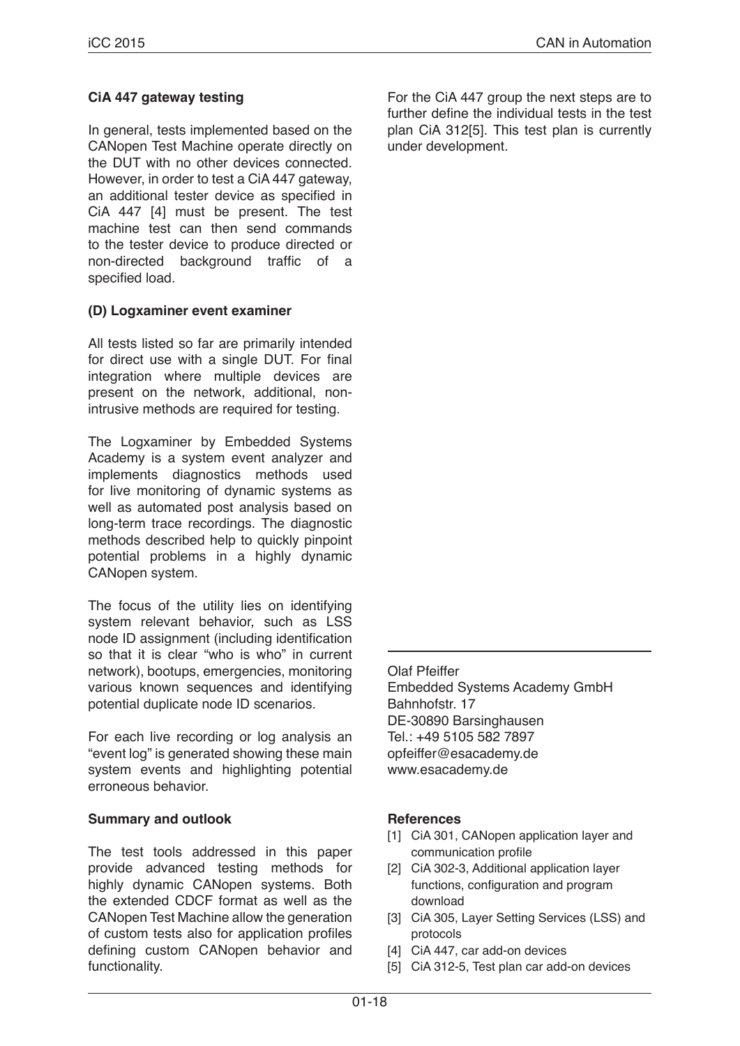**CiA 447 gateway testing**

In general, tests implemented based on the CANopen Test Machine operate directly on the DUT with no other devices connected. However, in order to test a CiA 447 gateway, an additional tester device as specified in CiA 447 [4] must be present. The test machine test can then send commands to the tester device to produce directed or non-directed background traffic of a specified load.

**(D) Logxaminer event examiner**

All tests listed so far are primarily intended for direct use with a single DUT. For final integration where multiple devices are present on the network, additional, non-intrusive methods are required for testing.

The Logxaminer by Embedded Systems Academy is a system event analyzer and implements diagnostics methods used for live monitoring of dynamic systems as well as automated post analysis based on long-term trace recordings. The diagnostic methods described help to quickly pinpoint potential problems in a highly dynamic CANopen system.

The focus of the utility lies on identifying system relevant behavior, such as LSS node ID assignment (including identification so that it is clear "who is who" in current network), bootups, emergencies, monitoring various known sequences and identifying potential duplicate node ID scenarios.

For each live recording or log analysis an "event log" is generated showing these main system events and highlighting potential erroneous behavior.

**Summary and outlook**

The test tools addressed in this paper provide advanced testing methods for highly dynamic CANopen systems. Both the extended CDCF format as well as the CANopen Test Machine allow the generation of custom tests also for application profiles defining custom CANopen behavior and functionality.

For the CiA 447 group the next steps are to further define the individual tests in the test plan CiA 312[5]. This test plan is currently under development.

---

Olaf Pfeiffer
Embedded Systems Academy GmbH
Bahnhofstr. 17
DE-30890 Barsinghausen
Tel.: +49 5105 582 7897
opfeiffer@esacademy.de
www.esacademy.de

**References**

[1] CiA 301, CANopen application layer and communication profile
[2] CiA 302-3, Additional application layer functions, configuration and program download
[3] CiA 305, Layer Setting Services (LSS) and protocols
[4] CiA 447, car add-on devices
[5] CiA 312-5, Test plan car add-on devices